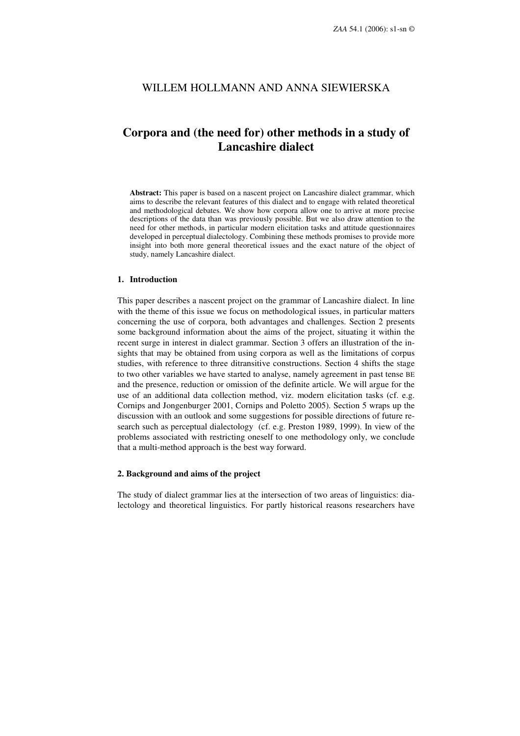WILLEM HOLLMANN AND ANNA SIEWIERSKA

# Corpora and (the need for) other methods in a study of Lancashire dialect

**Abstract:** This paper is based on a nascent project on Lancashire dialect grammar, which aims to describe the relevant features of this dialect and to engage with related theoretical and methodological debates. We show how corpora allow one to arrive at more precise descriptions of the data than was previously possible. But we also draw attention to the need for other methods, in particular modern elicitation tasks and attitude questionnaires developed in perceptual dialectology. Combining these methods promises to provide more insight into both more general theoretical issues and the exact nature of the object of study, namely Lancashire dialect.

## 1. Introduction

This paper describes a nascent project on the grammar of Lancashire dialect. In line with the theme of this issue we focus on methodological issues, in particular matters concerning the use of corpora, both advantages and challenges. Section 2 presents some background information about the aims of the project, situating it within the recent surge in interest in dialect grammar. Section 3 offers an illustration of the insights that may be obtained from using corpora as well as the limitations of corpus studies, with reference to three ditransitive constructions. Section 4 shifts the stage to two other variables we have started to analyse, namely agreement in past tense BE and the presence, reduction or omission of the definite article. We will argue for the use of an additional data collection method, viz. modern elicitation tasks (cf. e.g. Cornips and Jongenburger 2001, Cornips and Poletto 2005). Section 5 wraps up the discussion with an outlook and some suggestions for possible directions of future research such as perceptual dialectology (cf. e.g. Preston 1989, 1999). In view of the problems associated with restricting oneself to one methodology only, we conclude that a multi-method approach is the best way forward.

## 2. Background and aims of the project

The study of dialect grammar lies at the intersection of two areas of linguistics: dialectology and theoretical linguistics. For partly historical reasons researchers have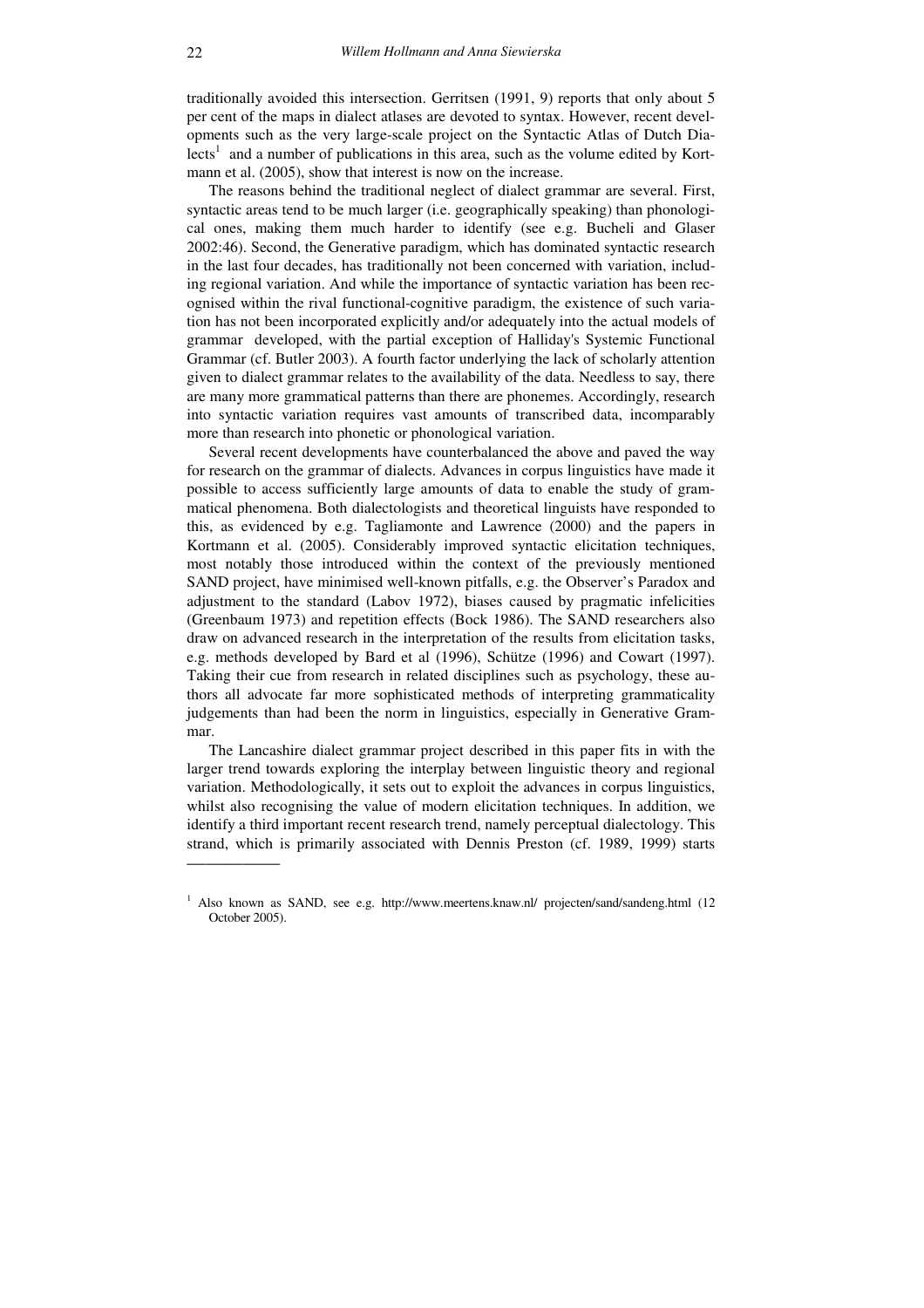traditionally avoided this intersection. Gerritsen (1991, 9) reports that only about 5 per cent of the maps in dialect atlases are devoted to syntax. However, recent developments such as the very large-scale project on the Syntactic Atlas of Dutch Dialects[1] and a number of publications in this area, such as the volume edited by Kortmann et al. (2005), show that interest is now on the increase.

The reasons behind the traditional neglect of dialect grammar are several. First, syntactic areas tend to be much larger (i.e. geographically speaking) than phonological ones, making them much harder to identify (see e.g. Bucheli and Glaser 2002:46). Second, the Generative paradigm, which has dominated syntactic research in the last four decades, has traditionally not been concerned with variation, including regional variation. And while the importance of syntactic variation has been recognised within the rival functional-cognitive paradigm, the existence of such variation has not been incorporated explicitly and/or adequately into the actual models of grammar developed, with the partial exception of Halliday's Systemic Functional Grammar (cf. Butler 2003). A fourth factor underlying the lack of scholarly attention given to dialect grammar relates to the availability of the data. Needless to say, there are many more grammatical patterns than there are phonemes. Accordingly, research into syntactic variation requires vast amounts of transcribed data, incomparably more than research into phonetic or phonological variation.

Several recent developments have counterbalanced the above and paved the way for research on the grammar of dialects. Advances in corpus linguistics have made it possible to access sufficiently large amounts of data to enable the study of grammatical phenomena. Both dialectologists and theoretical linguists have responded to this, as evidenced by e.g. Tagliamonte and Lawrence (2000) and the papers in Kortmann et al. (2005). Considerably improved syntactic elicitation techniques, most notably those introduced within the context of the previously mentioned SAND project, have minimised well-known pitfalls, e.g. the Observer's Paradox and adjustment to the standard (Labov 1972), biases caused by pragmatic infelicities (Greenbaum 1973) and repetition effects (Bock 1986). The SAND researchers also draw on advanced research in the interpretation of the results from elicitation tasks, e.g. methods developed by Bard et al (1996), Schütze (1996) and Cowart (1997). Taking their cue from research in related disciplines such as psychology, these authors all advocate far more sophisticated methods of interpreting grammaticality judgements than had been the norm in linguistics, especially in Generative Grammar.

The Lancashire dialect grammar project described in this paper fits in with the larger trend towards exploring the interplay between linguistic theory and regional variation. Methodologically, it sets out to exploit the advances in corpus linguistics, whilst also recognising the value of modern elicitation techniques. In addition, we identify a third important recent research trend, namely perceptual dialectology. This strand, which is primarily associated with Dennis Preston (cf. 1989, 1999) starts

[1] Also known as SAND, see e.g. http://www.meertens.knaw.nl/ projecten/sand/sandeng.html (12 October 2005).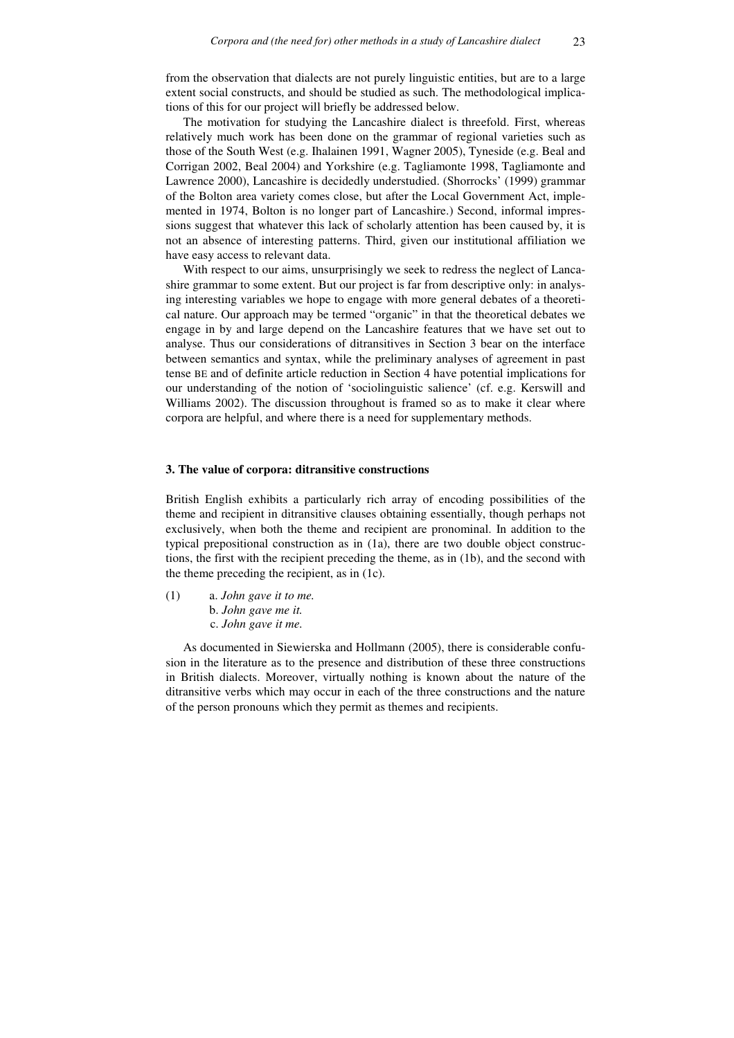from the observation that dialects are not purely linguistic entities, but are to a large extent social constructs, and should be studied as such. The methodological implications of this for our project will briefly be addressed below.

The motivation for studying the Lancashire dialect is threefold. First, whereas relatively much work has been done on the grammar of regional varieties such as those of the South West (e.g. Ihalainen 1991, Wagner 2005), Tyneside (e.g. Beal and Corrigan 2002, Beal 2004) and Yorkshire (e.g. Tagliamonte 1998, Tagliamonte and Lawrence 2000), Lancashire is decidedly understudied. (Shorrocks' (1999) grammar of the Bolton area variety comes close, but after the Local Government Act, implemented in 1974, Bolton is no longer part of Lancashire.) Second, informal impressions suggest that whatever this lack of scholarly attention has been caused by, it is not an absence of interesting patterns. Third, given our institutional affiliation we have easy access to relevant data.

With respect to our aims, unsurprisingly we seek to redress the neglect of Lancashire grammar to some extent. But our project is far from descriptive only: in analysing interesting variables we hope to engage with more general debates of a theoretical nature. Our approach may be termed "organic" in that the theoretical debates we engage in by and large depend on the Lancashire features that we have set out to analyse. Thus our considerations of ditransitives in Section 3 bear on the interface between semantics and syntax, while the preliminary analyses of agreement in past tense BE and of definite article reduction in Section 4 have potential implications for our understanding of the notion of 'sociolinguistic salience' (cf. e.g. Kerswill and Williams 2002). The discussion throughout is framed so as to make it clear where corpora are helpful, and where there is a need for supplementary methods.

## 3. The value of corpora: ditransitive constructions

British English exhibits a particularly rich array of encoding possibilities of the theme and recipient in ditransitive clauses obtaining essentially, though perhaps not exclusively, when both the theme and recipient are pronominal. In addition to the typical prepositional construction as in (1a), there are two double object constructions, the first with the recipient preceding the theme, as in (1b), and the second with the theme preceding the recipient, as in (1c).

(1) a. *John gave it to me.*
    b. *John gave me it.*
    c. *John gave it me.*

As documented in Siewierska and Hollmann (2005), there is considerable confusion in the literature as to the presence and distribution of these three constructions in British dialects. Moreover, virtually nothing is known about the nature of the ditransitive verbs which may occur in each of the three constructions and the nature of the person pronouns which they permit as themes and recipients.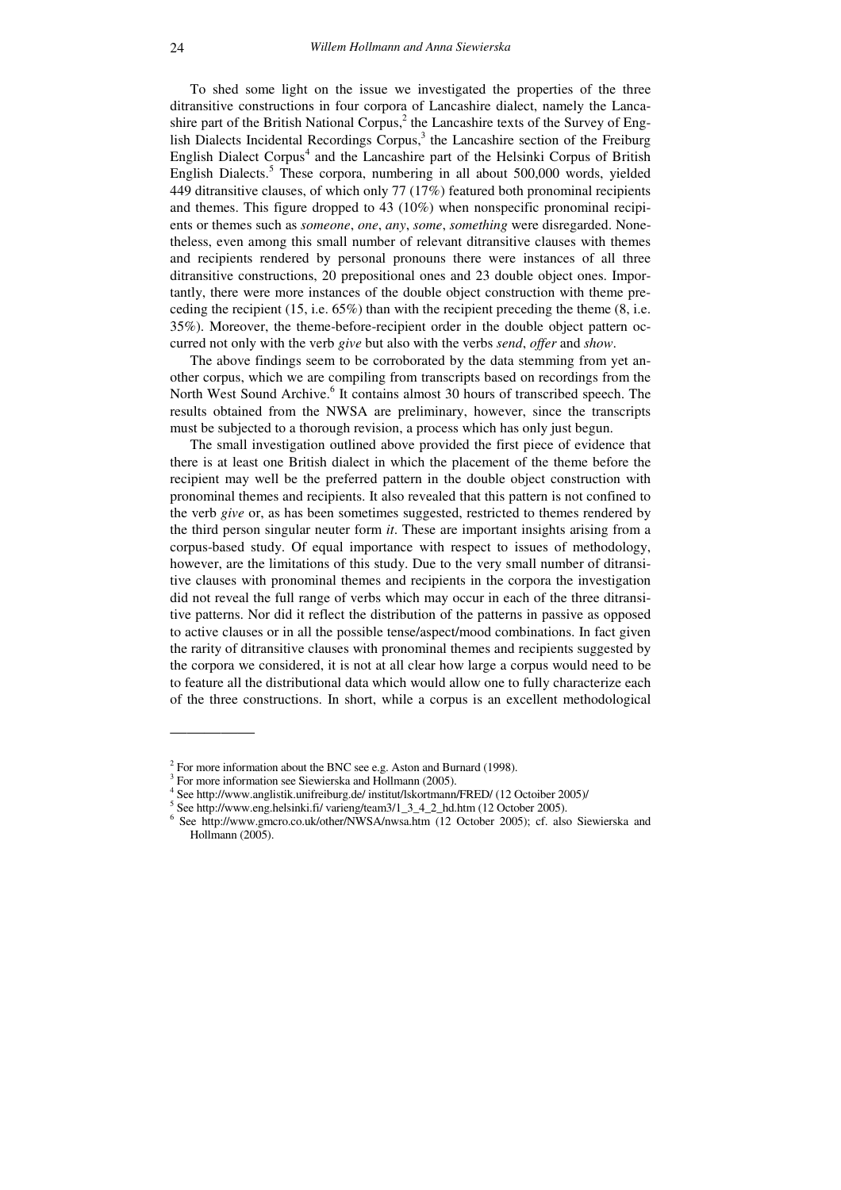To shed some light on the issue we investigated the properties of the three ditransitive constructions in four corpora of Lancashire dialect, namely the Lancashire part of the British National Corpus,[2] the Lancashire texts of the Survey of English Dialects Incidental Recordings Corpus,[3] the Lancashire section of the Freiburg English Dialect Corpus[4] and the Lancashire part of the Helsinki Corpus of British English Dialects.[5] These corpora, numbering in all about 500,000 words, yielded 449 ditransitive clauses, of which only 77 (17%) featured both pronominal recipients and themes. This figure dropped to 43 (10%) when nonspecific pronominal recipients or themes such as *someone*, *one*, *any*, *some*, *something* were disregarded. Nonetheless, even among this small number of relevant ditransitive clauses with themes and recipients rendered by personal pronouns there were instances of all three ditransitive constructions, 20 prepositional ones and 23 double object ones. Importantly, there were more instances of the double object construction with theme preceding the recipient (15, i.e. 65%) than with the recipient preceding the theme (8, i.e. 35%). Moreover, the theme-before-recipient order in the double object pattern occurred not only with the verb *give* but also with the verbs *send*, *offer* and *show*.

The above findings seem to be corroborated by the data stemming from yet another corpus, which we are compiling from transcripts based on recordings from the North West Sound Archive.[6] It contains almost 30 hours of transcribed speech. The results obtained from the NWSA are preliminary, however, since the transcripts must be subjected to a thorough revision, a process which has only just begun.

The small investigation outlined above provided the first piece of evidence that there is at least one British dialect in which the placement of the theme before the recipient may well be the preferred pattern in the double object construction with pronominal themes and recipients. It also revealed that this pattern is not confined to the verb *give* or, as has been sometimes suggested, restricted to themes rendered by the third person singular neuter form *it*. These are important insights arising from a corpus-based study. Of equal importance with respect to issues of methodology, however, are the limitations of this study. Due to the very small number of ditransitive clauses with pronominal themes and recipients in the corpora the investigation did not reveal the full range of verbs which may occur in each of the three ditransitive patterns. Nor did it reflect the distribution of the patterns in passive as opposed to active clauses or in all the possible tense/aspect/mood combinations. In fact given the rarity of ditransitive clauses with pronominal themes and recipients suggested by the corpora we considered, it is not at all clear how large a corpus would need to be to feature all the distributional data which would allow one to fully characterize each of the three constructions. In short, while a corpus is an excellent methodological

---

[2] For more information about the BNC see e.g. Aston and Burnard (1998).

[3] For more information see Siewierska and Hollmann (2005).

[4] See http://www.anglistik.unifreiburg.de/ institut/lskortmann/FRED/ (12 Octoiber 2005)/

[5] See http://www.eng.helsinki.fi/ varieng/team3/1_3_4_2_hd.htm (12 October 2005).

[6] See http://www.gmcro.co.uk/other/NWSA/nwsa.htm (12 October 2005); cf. also Siewierska and Hollmann (2005).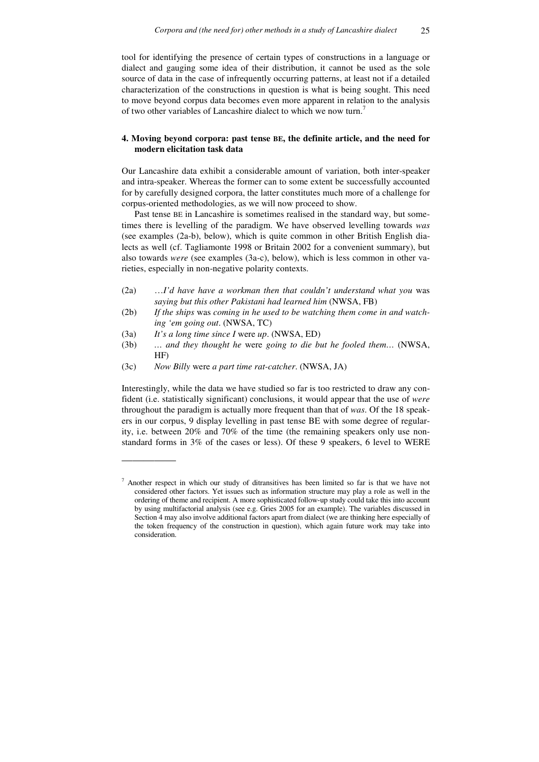tool for identifying the presence of certain types of constructions in a language or dialect and gauging some idea of their distribution, it cannot be used as the sole source of data in the case of infrequently occurring patterns, at least not if a detailed characterization of the constructions in question is what is being sought. This need to move beyond corpus data becomes even more apparent in relation to the analysis of two other variables of Lancashire dialect to which we now turn.[7]

## 4. Moving beyond corpora: past tense BE, the definite article, and the need for modern elicitation task data

Our Lancashire data exhibit a considerable amount of variation, both inter-speaker and intra-speaker. Whereas the former can to some extent be successfully accounted for by carefully designed corpora, the latter constitutes much more of a challenge for corpus-oriented methodologies, as we will now proceed to show.

Past tense BE in Lancashire is sometimes realised in the standard way, but sometimes there is levelling of the paradigm. We have observed levelling towards *was* (see examples (2a-b), below), which is quite common in other British English dialects as well (cf. Tagliamonte 1998 or Britain 2002 for a convenient summary), but also towards *were* (see examples (3a-c), below), which is less common in other varieties, especially in non-negative polarity contexts.

(2a) *…I'd have have a workman then that couldn't understand what you* was *saying but this other Pakistani had learned him* (NWSA, FB)

(2b) *If the ships* was *coming in he used to be watching them come in and watching 'em going out*. (NWSA, TC)

(3a) *It's a long time since I* were *up*. (NWSA, ED)

(3b) *… and they thought he* were *going to die but he fooled them…* (NWSA, HF)

(3c) *Now Billy* were *a part time rat-catcher*. (NWSA, JA)

Interestingly, while the data we have studied so far is too restricted to draw any confident (i.e. statistically significant) conclusions, it would appear that the use of *were* throughout the paradigm is actually more frequent than that of *was*. Of the 18 speakers in our corpus, 9 display levelling in past tense BE with some degree of regularity, i.e. between 20% and 70% of the time (the remaining speakers only use non-standard forms in 3% of the cases or less). Of these 9 speakers, 6 level to WERE

---

[7] Another respect in which our study of ditransitives has been limited so far is that we have not considered other factors. Yet issues such as information structure may play a role as well in the ordering of theme and recipient. A more sophisticated follow-up study could take this into account by using multifactorial analysis (see e.g. Gries 2005 for an example). The variables discussed in Section 4 may also involve additional factors apart from dialect (we are thinking here especially of the token frequency of the construction in question), which again future work may take into consideration.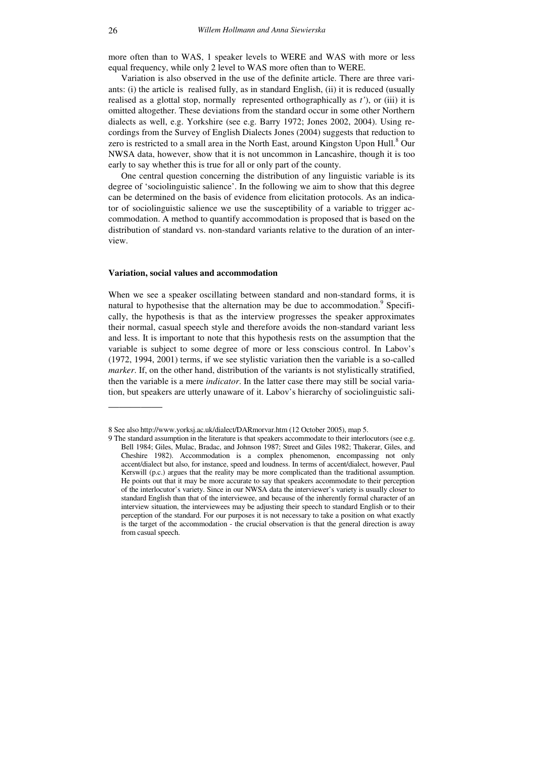more often than to WAS, 1 speaker levels to WERE and WAS with more or less equal frequency, while only 2 level to WAS more often than to WERE.

Variation is also observed in the use of the definite article. There are three variants: (i) the article is realised fully, as in standard English, (ii) it is reduced (usually realised as a glottal stop, normally represented orthographically as *t'*), or (iii) it is omitted altogether. These deviations from the standard occur in some other Northern dialects as well, e.g. Yorkshire (see e.g. Barry 1972; Jones 2002, 2004). Using recordings from the Survey of English Dialects Jones (2004) suggests that reduction to zero is restricted to a small area in the North East, around Kingston Upon Hull.[8] Our NWSA data, however, show that it is not uncommon in Lancashire, though it is too early to say whether this is true for all or only part of the county.

One central question concerning the distribution of any linguistic variable is its degree of 'sociolinguistic salience'. In the following we aim to show that this degree can be determined on the basis of evidence from elicitation protocols. As an indicator of sociolinguistic salience we use the susceptibility of a variable to trigger accommodation. A method to quantify accommodation is proposed that is based on the distribution of standard vs. non-standard variants relative to the duration of an interview.

## Variation, social values and accommodation

When we see a speaker oscillating between standard and non-standard forms, it is natural to hypothesise that the alternation may be due to accommodation.[9] Specifically, the hypothesis is that as the interview progresses the speaker approximates their normal, casual speech style and therefore avoids the non-standard variant less and less. It is important to note that this hypothesis rests on the assumption that the variable is subject to some degree of more or less conscious control. In Labov's (1972, 1994, 2001) terms, if we see stylistic variation then the variable is a so-called *marker*. If, on the other hand, distribution of the variants is not stylistically stratified, then the variable is a mere *indicator*. In the latter case there may still be social variation, but speakers are utterly unaware of it. Labov's hierarchy of sociolinguistic sali-

---

8 See also http://www.yorksj.ac.uk/dialect/DARmorvar.htm (12 October 2005), map 5.

9 The standard assumption in the literature is that speakers accommodate to their interlocutors (see e.g. Bell 1984; Giles, Mulac, Bradac, and Johnson 1987; Street and Giles 1982; Thakerar, Giles, and Cheshire 1982). Accommodation is a complex phenomenon, encompassing not only accent/dialect but also, for instance, speed and loudness. In terms of accent/dialect, however, Paul Kerswill (p.c.) argues that the reality may be more complicated than the traditional assumption. He points out that it may be more accurate to say that speakers accommodate to their perception of the interlocutor's variety. Since in our NWSA data the interviewer's variety is usually closer to standard English than that of the interviewee, and because of the inherently formal character of an interview situation, the interviewees may be adjusting their speech to standard English or to their perception of the standard. For our purposes it is not necessary to take a position on what exactly is the target of the accommodation - the crucial observation is that the general direction is away from casual speech.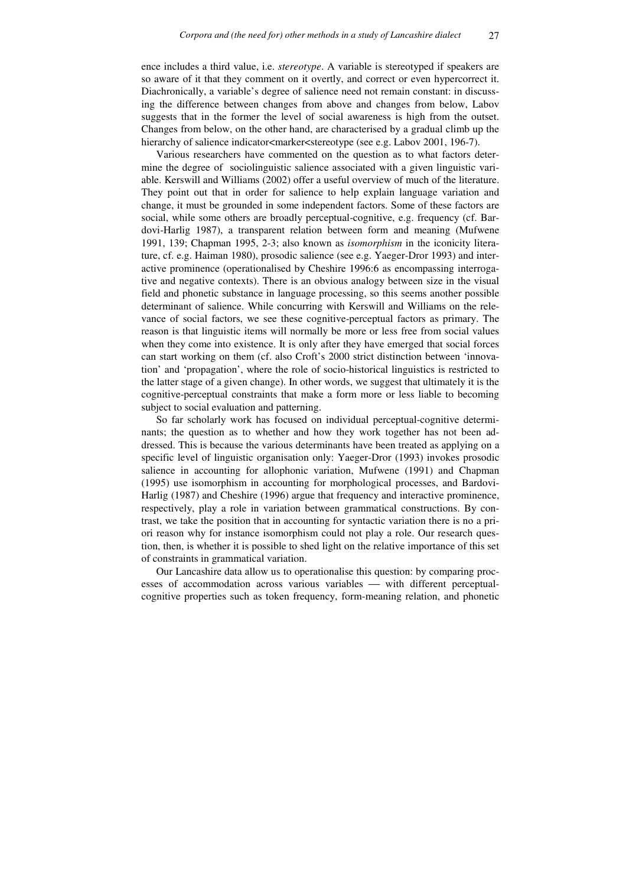ence includes a third value, i.e. *stereotype*. A variable is stereotyped if speakers are so aware of it that they comment on it overtly, and correct or even hypercorrect it. Diachronically, a variable's degree of salience need not remain constant: in discussing the difference between changes from above and changes from below, Labov suggests that in the former the level of social awareness is high from the outset. Changes from below, on the other hand, are characterised by a gradual climb up the hierarchy of salience indicator<marker<stereotype (see e.g. Labov 2001, 196-7).

Various researchers have commented on the question as to what factors determine the degree of sociolinguistic salience associated with a given linguistic variable. Kerswill and Williams (2002) offer a useful overview of much of the literature. They point out that in order for salience to help explain language variation and change, it must be grounded in some independent factors. Some of these factors are social, while some others are broadly perceptual-cognitive, e.g. frequency (cf. Bardovi-Harlig 1987), a transparent relation between form and meaning (Mufwene 1991, 139; Chapman 1995, 2-3; also known as *isomorphism* in the iconicity literature, cf. e.g. Haiman 1980), prosodic salience (see e.g. Yaeger-Dror 1993) and interactive prominence (operationalised by Cheshire 1996:6 as encompassing interrogative and negative contexts). There is an obvious analogy between size in the visual field and phonetic substance in language processing, so this seems another possible determinant of salience. While concurring with Kerswill and Williams on the relevance of social factors, we see these cognitive-perceptual factors as primary. The reason is that linguistic items will normally be more or less free from social values when they come into existence. It is only after they have emerged that social forces can start working on them (cf. also Croft's 2000 strict distinction between 'innovation' and 'propagation', where the role of socio-historical linguistics is restricted to the latter stage of a given change). In other words, we suggest that ultimately it is the cognitive-perceptual constraints that make a form more or less liable to becoming subject to social evaluation and patterning.

So far scholarly work has focused on individual perceptual-cognitive determinants; the question as to whether and how they work together has not been addressed. This is because the various determinants have been treated as applying on a specific level of linguistic organisation only: Yaeger-Dror (1993) invokes prosodic salience in accounting for allophonic variation, Mufwene (1991) and Chapman (1995) use isomorphism in accounting for morphological processes, and Bardovi-Harlig (1987) and Cheshire (1996) argue that frequency and interactive prominence, respectively, play a role in variation between grammatical constructions. By contrast, we take the position that in accounting for syntactic variation there is no a priori reason why for instance isomorphism could not play a role. Our research question, then, is whether it is possible to shed light on the relative importance of this set of constraints in grammatical variation.

Our Lancashire data allow us to operationalise this question: by comparing processes of accommodation across various variables — with different perceptual-cognitive properties such as token frequency, form-meaning relation, and phonetic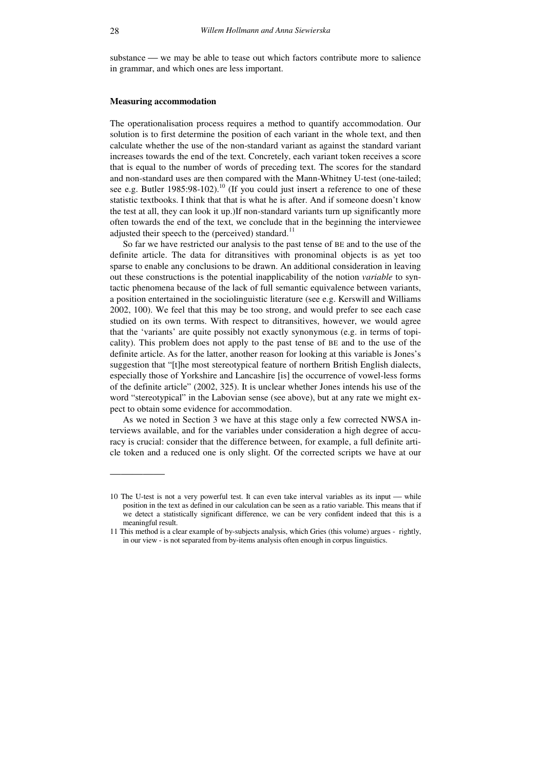substance — we may be able to tease out which factors contribute more to salience in grammar, and which ones are less important.

**Measuring accommodation**

The operationalisation process requires a method to quantify accommodation. Our solution is to first determine the position of each variant in the whole text, and then calculate whether the use of the non-standard variant as against the standard variant increases towards the end of the text. Concretely, each variant token receives a score that is equal to the number of words of preceding text. The scores for the standard and non-standard uses are then compared with the Mann-Whitney U-test (one-tailed; see e.g. Butler 1985:98-102).[10] (If you could just insert a reference to one of these statistic textbooks. I think that that is what he is after. And if someone doesn't know the test at all, they can look it up.)If non-standard variants turn up significantly more often towards the end of the text, we conclude that in the beginning the interviewee adjusted their speech to the (perceived) standard.[11]

So far we have restricted our analysis to the past tense of BE and to the use of the definite article. The data for ditransitives with pronominal objects is as yet too sparse to enable any conclusions to be drawn. An additional consideration in leaving out these constructions is the potential inapplicability of the notion *variable* to syntactic phenomena because of the lack of full semantic equivalence between variants, a position entertained in the sociolinguistic literature (see e.g. Kerswill and Williams 2002, 100). We feel that this may be too strong, and would prefer to see each case studied on its own terms. With respect to ditransitives, however, we would agree that the 'variants' are quite possibly not exactly synonymous (e.g. in terms of topicality). This problem does not apply to the past tense of BE and to the use of the definite article. As for the latter, another reason for looking at this variable is Jones's suggestion that "[t]he most stereotypical feature of northern British English dialects, especially those of Yorkshire and Lancashire [is] the occurrence of vowel-less forms of the definite article" (2002, 325). It is unclear whether Jones intends his use of the word "stereotypical" in the Labovian sense (see above), but at any rate we might expect to obtain some evidence for accommodation.

As we noted in Section 3 we have at this stage only a few corrected NWSA interviews available, and for the variables under consideration a high degree of accuracy is crucial: consider that the difference between, for example, a full definite article token and a reduced one is only slight. Of the corrected scripts we have at our

---

10 The U-test is not a very powerful test. It can even take interval variables as its input — while position in the text as defined in our calculation can be seen as a ratio variable. This means that if we detect a statistically significant difference, we can be very confident indeed that this is a meaningful result.

11 This method is a clear example of by-subjects analysis, which Gries (this volume) argues - rightly, in our view - is not separated from by-items analysis often enough in corpus linguistics.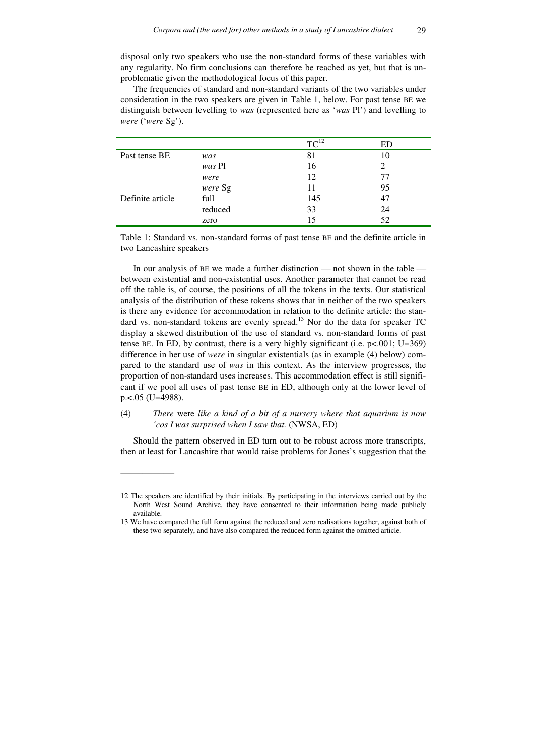disposal only two speakers who use the non-standard forms of these variables with any regularity. No firm conclusions can therefore be reached as yet, but that is unproblematic given the methodological focus of this paper.

The frequencies of standard and non-standard variants of the two variables under consideration in the two speakers are given in Table 1, below. For past tense BE we distinguish between levelling to *was* (represented here as '*was* Pl') and levelling to *were* ('*were* Sg').

| | | TC[12] | ED |
|---|---|---|---|
| Past tense BE | *was* | 81 | 10 |
| | *was* Pl | 16 | 2 |
| | *were* | 12 | 77 |
| | *were* Sg | 11 | 95 |
| Definite article | full | 145 | 47 |
| | reduced | 33 | 24 |
| | zero | 15 | 52 |

Table 1: Standard vs. non-standard forms of past tense BE and the definite article in two Lancashire speakers

In our analysis of BE we made a further distinction — not shown in the table — between existential and non-existential uses. Another parameter that cannot be read off the table is, of course, the positions of all the tokens in the texts. Our statistical analysis of the distribution of these tokens shows that in neither of the two speakers is there any evidence for accommodation in relation to the definite article: the standard vs. non-standard tokens are evenly spread.[13] Nor do the data for speaker TC display a skewed distribution of the use of standard vs. non-standard forms of past tense BE. In ED, by contrast, there is a very highly significant (i.e. $p<.001$; $U=369$) difference in her use of *were* in singular existentials (as in example (4) below) compared to the standard use of *was* in this context. As the interview progresses, the proportion of non-standard uses increases. This accommodation effect is still significant if we pool all uses of past tense BE in ED, although only at the lower level of $p<.05$ ($U=4988$).

(4) *There* were *like a kind of a bit of a nursery where that aquarium is now 'cos I was surprised when I saw that.* (NWSA, ED)

Should the pattern observed in ED turn out to be robust across more transcripts, then at least for Lancashire that would raise problems for Jones's suggestion that the

---

12 The speakers are identified by their initials. By participating in the interviews carried out by the North West Sound Archive, they have consented to their information being made publicly available.

13 We have compared the full form against the reduced and zero realisations together, against both of these two separately, and have also compared the reduced form against the omitted article.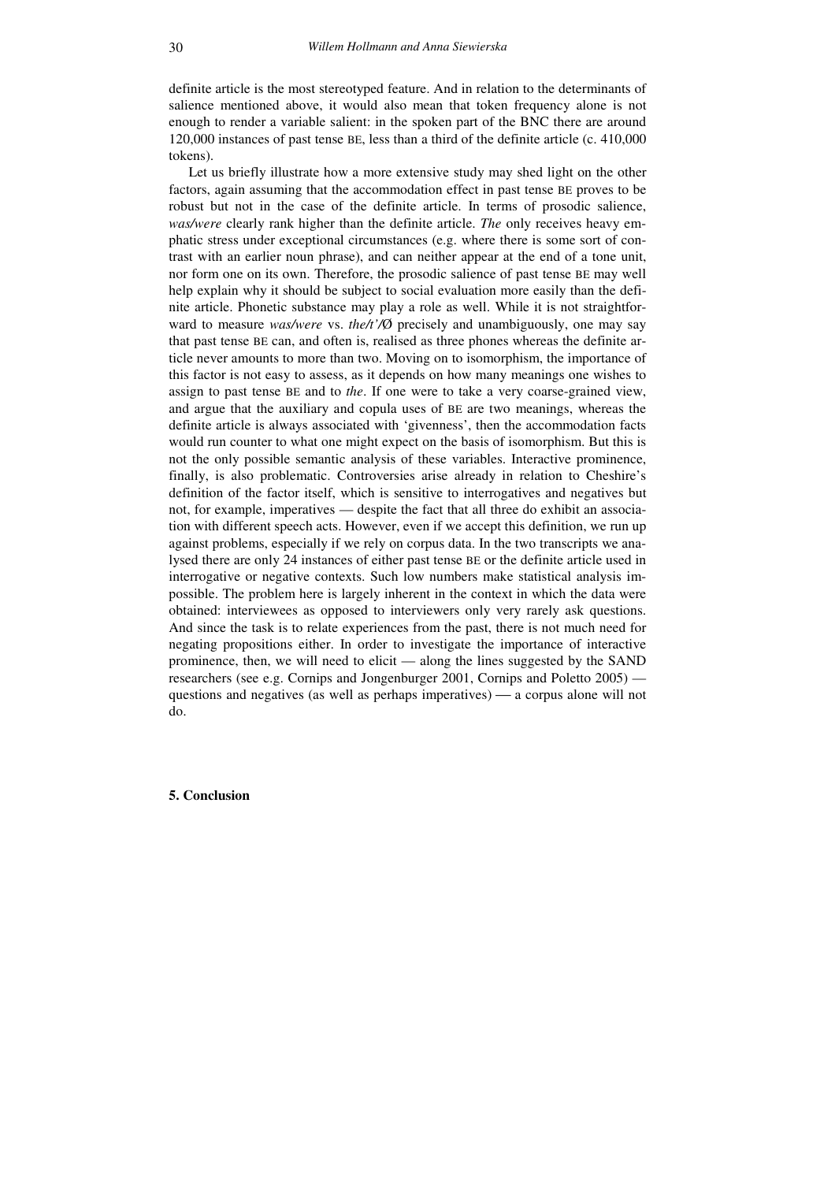definite article is the most stereotyped feature. And in relation to the determinants of salience mentioned above, it would also mean that token frequency alone is not enough to render a variable salient: in the spoken part of the BNC there are around 120,000 instances of past tense BE, less than a third of the definite article (c. 410,000 tokens).

Let us briefly illustrate how a more extensive study may shed light on the other factors, again assuming that the accommodation effect in past tense BE proves to be robust but not in the case of the definite article. In terms of prosodic salience, *was/were* clearly rank higher than the definite article. *The* only receives heavy emphatic stress under exceptional circumstances (e.g. where there is some sort of contrast with an earlier noun phrase), and can neither appear at the end of a tone unit, nor form one on its own. Therefore, the prosodic salience of past tense BE may well help explain why it should be subject to social evaluation more easily than the definite article. Phonetic substance may play a role as well. While it is not straightforward to measure *was/were* vs. *the/t'/Ø* precisely and unambiguously, one may say that past tense BE can, and often is, realised as three phones whereas the definite article never amounts to more than two. Moving on to isomorphism, the importance of this factor is not easy to assess, as it depends on how many meanings one wishes to assign to past tense BE and to *the*. If one were to take a very coarse-grained view, and argue that the auxiliary and copula uses of BE are two meanings, whereas the definite article is always associated with 'givenness', then the accommodation facts would run counter to what one might expect on the basis of isomorphism. But this is not the only possible semantic analysis of these variables. Interactive prominence, finally, is also problematic. Controversies arise already in relation to Cheshire's definition of the factor itself, which is sensitive to interrogatives and negatives but not, for example, imperatives — despite the fact that all three do exhibit an association with different speech acts. However, even if we accept this definition, we run up against problems, especially if we rely on corpus data. In the two transcripts we analysed there are only 24 instances of either past tense BE or the definite article used in interrogative or negative contexts. Such low numbers make statistical analysis impossible. The problem here is largely inherent in the context in which the data were obtained: interviewees as opposed to interviewers only very rarely ask questions. And since the task is to relate experiences from the past, there is not much need for negating propositions either. In order to investigate the importance of interactive prominence, then, we will need to elicit — along the lines suggested by the SAND researchers (see e.g. Cornips and Jongenburger 2001, Cornips and Poletto 2005) — questions and negatives (as well as perhaps imperatives) — a corpus alone will not do.

## 5. Conclusion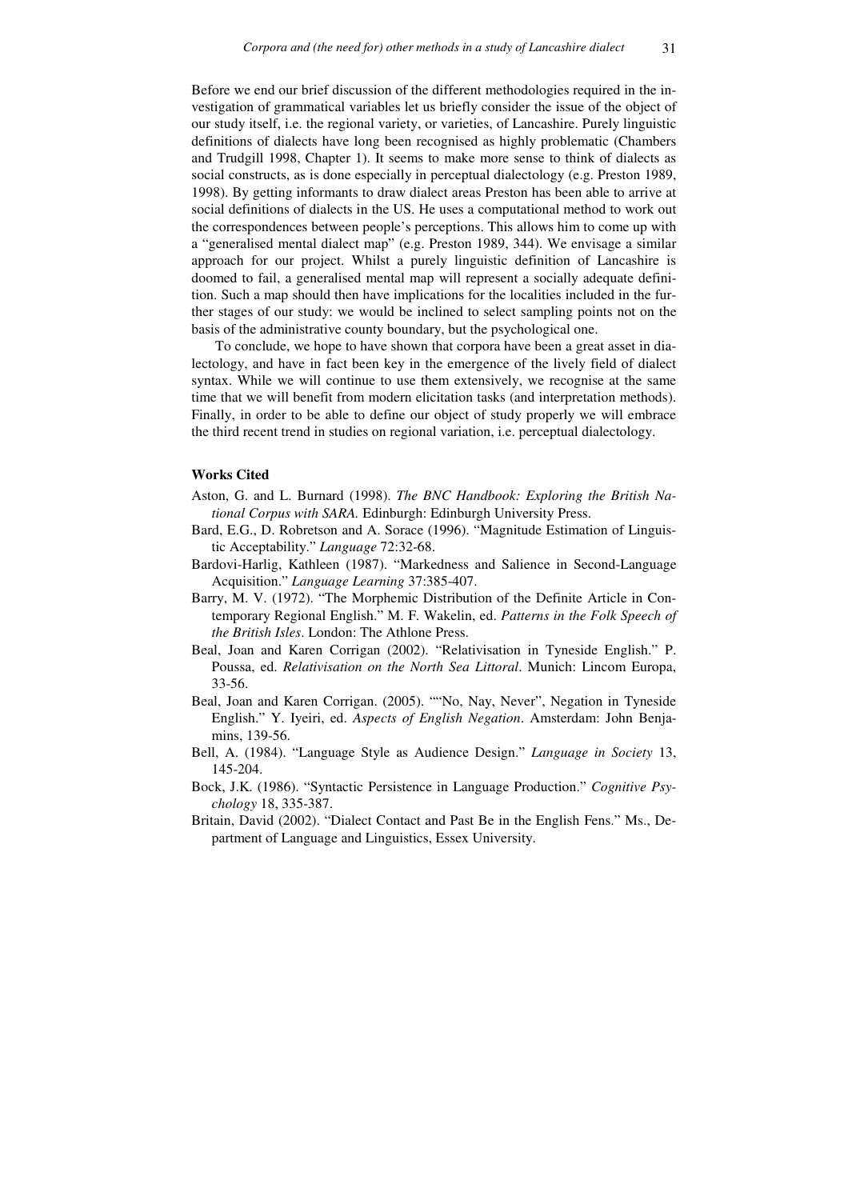Before we end our brief discussion of the different methodologies required in the investigation of grammatical variables let us briefly consider the issue of the object of our study itself, i.e. the regional variety, or varieties, of Lancashire. Purely linguistic definitions of dialects have long been recognised as highly problematic (Chambers and Trudgill 1998, Chapter 1). It seems to make more sense to think of dialects as social constructs, as is done especially in perceptual dialectology (e.g. Preston 1989, 1998). By getting informants to draw dialect areas Preston has been able to arrive at social definitions of dialects in the US. He uses a computational method to work out the correspondences between people's perceptions. This allows him to come up with a "generalised mental dialect map" (e.g. Preston 1989, 344). We envisage a similar approach for our project. Whilst a purely linguistic definition of Lancashire is doomed to fail, a generalised mental map will represent a socially adequate definition. Such a map should then have implications for the localities included in the further stages of our study: we would be inclined to select sampling points not on the basis of the administrative county boundary, but the psychological one.

To conclude, we hope to have shown that corpora have been a great asset in dialectology, and have in fact been key in the emergence of the lively field of dialect syntax. While we will continue to use them extensively, we recognise at the same time that we will benefit from modern elicitation tasks (and interpretation methods). Finally, in order to be able to define our object of study properly we will embrace the third recent trend in studies on regional variation, i.e. perceptual dialectology.

**Works Cited**

Aston, G. and L. Burnard (1998). *The BNC Handbook: Exploring the British National Corpus with SARA.* Edinburgh: Edinburgh University Press.

Bard, E.G., D. Robretson and A. Sorace (1996). "Magnitude Estimation of Linguistic Acceptability." *Language* 72:32-68.

Bardovi-Harlig, Kathleen (1987). "Markedness and Salience in Second-Language Acquisition." *Language Learning* 37:385-407.

Barry, M. V. (1972). "The Morphemic Distribution of the Definite Article in Contemporary Regional English." M. F. Wakelin, ed. *Patterns in the Folk Speech of the British Isles*. London: The Athlone Press.

Beal, Joan and Karen Corrigan (2002). "Relativisation in Tyneside English." P. Poussa, ed. *Relativisation on the North Sea Littoral*. Munich: Lincom Europa, 33-56.

Beal, Joan and Karen Corrigan. (2005). ""No, Nay, Never", Negation in Tyneside English." Y. Iyeiri, ed. *Aspects of English Negation*. Amsterdam: John Benjamins, 139-56.

Bell, A. (1984). "Language Style as Audience Design." *Language in Society* 13, 145-204.

Bock, J.K. (1986). "Syntactic Persistence in Language Production." *Cognitive Psychology* 18, 335-387.

Britain, David (2002). "Dialect Contact and Past Be in the English Fens." Ms., Department of Language and Linguistics, Essex University.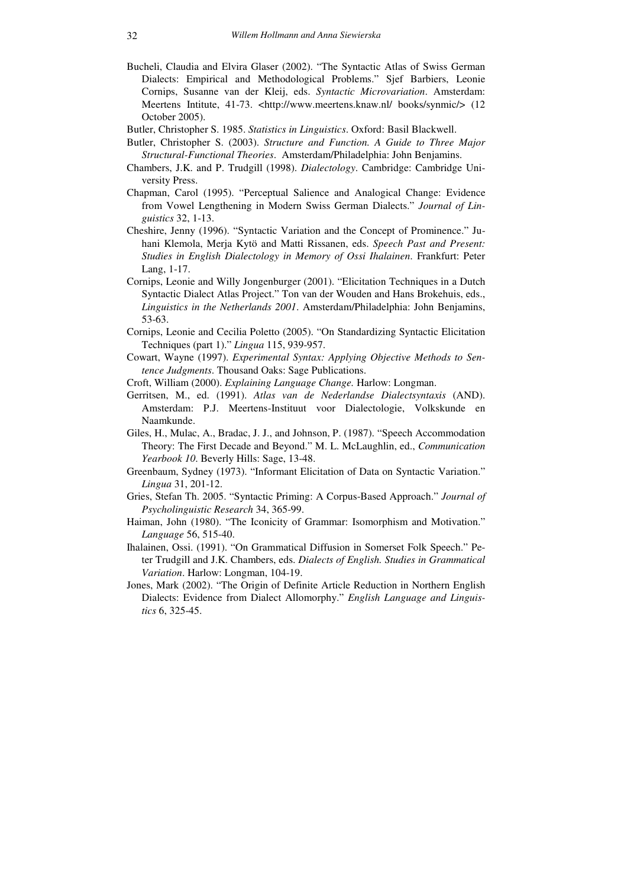Bucheli, Claudia and Elvira Glaser (2002). "The Syntactic Atlas of Swiss German Dialects: Empirical and Methodological Problems." Sjef Barbiers, Leonie Cornips, Susanne van der Kleij, eds. *Syntactic Microvariation*. Amsterdam: Meertens Intitute, 41-73. <http://www.meertens.knaw.nl/ books/synmic/> (12 October 2005).

Butler, Christopher S. 1985. *Statistics in Linguistics*. Oxford: Basil Blackwell.

Butler, Christopher S. (2003). *Structure and Function. A Guide to Three Major Structural-Functional Theories*. Amsterdam/Philadelphia: John Benjamins.

Chambers, J.K. and P. Trudgill (1998). *Dialectology*. Cambridge: Cambridge University Press.

Chapman, Carol (1995). "Perceptual Salience and Analogical Change: Evidence from Vowel Lengthening in Modern Swiss German Dialects." *Journal of Linguistics* 32, 1-13.

Cheshire, Jenny (1996). "Syntactic Variation and the Concept of Prominence." Juhani Klemola, Merja Kytö and Matti Rissanen, eds. *Speech Past and Present: Studies in English Dialectology in Memory of Ossi Ihalainen*. Frankfurt: Peter Lang, 1-17.

Cornips, Leonie and Willy Jongenburger (2001). "Elicitation Techniques in a Dutch Syntactic Dialect Atlas Project." Ton van der Wouden and Hans Brokehuis, eds., *Linguistics in the Netherlands 2001*. Amsterdam/Philadelphia: John Benjamins, 53-63.

Cornips, Leonie and Cecilia Poletto (2005). "On Standardizing Syntactic Elicitation Techniques (part 1)." *Lingua* 115, 939-957.

Cowart, Wayne (1997). *Experimental Syntax: Applying Objective Methods to Sentence Judgments*. Thousand Oaks: Sage Publications.

Croft, William (2000). *Explaining Language Change.* Harlow: Longman.

Gerritsen, M., ed. (1991). *Atlas van de Nederlandse Dialectsyntaxis* (AND). Amsterdam: P.J. Meertens-Instituut voor Dialectologie, Volkskunde en Naamkunde.

Giles, H., Mulac, A., Bradac, J. J., and Johnson, P. (1987). "Speech Accommodation Theory: The First Decade and Beyond." M. L. McLaughlin, ed., *Communication Yearbook 10*. Beverly Hills: Sage, 13-48.

Greenbaum, Sydney (1973). "Informant Elicitation of Data on Syntactic Variation." *Lingua* 31, 201-12.

Gries, Stefan Th. 2005. "Syntactic Priming: A Corpus-Based Approach." *Journal of Psycholinguistic Research* 34, 365-99.

Haiman, John (1980). "The Iconicity of Grammar: Isomorphism and Motivation." *Language* 56, 515-40.

Ihalainen, Ossi. (1991). "On Grammatical Diffusion in Somerset Folk Speech." Peter Trudgill and J.K. Chambers, eds. *Dialects of English. Studies in Grammatical Variation*. Harlow: Longman, 104-19.

Jones, Mark (2002). "The Origin of Definite Article Reduction in Northern English Dialects: Evidence from Dialect Allomorphy." *English Language and Linguistics* 6, 325-45.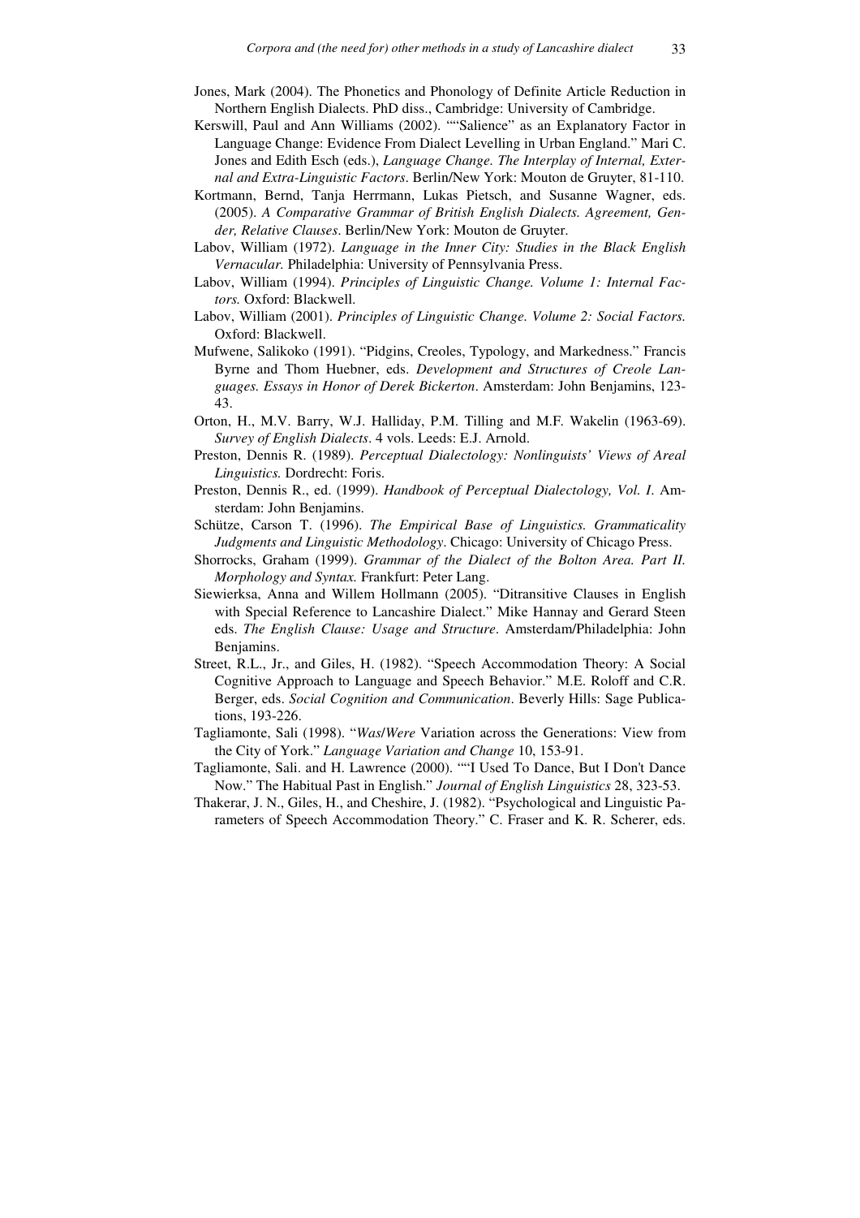Jones, Mark (2004). The Phonetics and Phonology of Definite Article Reduction in Northern English Dialects. PhD diss., Cambridge: University of Cambridge.

Kerswill, Paul and Ann Williams (2002). ""Salience" as an Explanatory Factor in Language Change: Evidence From Dialect Levelling in Urban England." Mari C. Jones and Edith Esch (eds.), *Language Change. The Interplay of Internal, External and Extra-Linguistic Factors*. Berlin/New York: Mouton de Gruyter, 81-110.

Kortmann, Bernd, Tanja Herrmann, Lukas Pietsch, and Susanne Wagner, eds. (2005). *A Comparative Grammar of British English Dialects. Agreement, Gender, Relative Clauses*. Berlin/New York: Mouton de Gruyter.

Labov, William (1972). *Language in the Inner City: Studies in the Black English Vernacular.* Philadelphia: University of Pennsylvania Press.

Labov, William (1994). *Principles of Linguistic Change. Volume 1: Internal Factors.* Oxford: Blackwell.

Labov, William (2001). *Principles of Linguistic Change. Volume 2: Social Factors.* Oxford: Blackwell.

Mufwene, Salikoko (1991). "Pidgins, Creoles, Typology, and Markedness." Francis Byrne and Thom Huebner, eds. *Development and Structures of Creole Languages. Essays in Honor of Derek Bickerton*. Amsterdam: John Benjamins, 123-43.

Orton, H., M.V. Barry, W.J. Halliday, P.M. Tilling and M.F. Wakelin (1963-69). *Survey of English Dialects*. 4 vols. Leeds: E.J. Arnold.

Preston, Dennis R. (1989). *Perceptual Dialectology: Nonlinguists' Views of Areal Linguistics.* Dordrecht: Foris.

Preston, Dennis R., ed. (1999). *Handbook of Perceptual Dialectology, Vol. I.* Amsterdam: John Benjamins.

Schütze, Carson T. (1996). *The Empirical Base of Linguistics. Grammaticality Judgments and Linguistic Methodology*. Chicago: University of Chicago Press.

Shorrocks, Graham (1999). *Grammar of the Dialect of the Bolton Area. Part II. Morphology and Syntax.* Frankfurt: Peter Lang.

Siewierksa, Anna and Willem Hollmann (2005). "Ditransitive Clauses in English with Special Reference to Lancashire Dialect." Mike Hannay and Gerard Steen eds. *The English Clause: Usage and Structure*. Amsterdam/Philadelphia: John Benjamins.

Street, R.L., Jr., and Giles, H. (1982). "Speech Accommodation Theory: A Social Cognitive Approach to Language and Speech Behavior." M.E. Roloff and C.R. Berger, eds. *Social Cognition and Communication*. Beverly Hills: Sage Publications, 193-226.

Tagliamonte, Sali (1998). "*Was*/*Were* Variation across the Generations: View from the City of York." *Language Variation and Change* 10, 153-91.

Tagliamonte, Sali. and H. Lawrence (2000). ""I Used To Dance, But I Don't Dance Now." The Habitual Past in English." *Journal of English Linguistics* 28, 323-53.

Thakerar, J. N., Giles, H., and Cheshire, J. (1982). "Psychological and Linguistic Parameters of Speech Accommodation Theory." C. Fraser and K. R. Scherer, eds.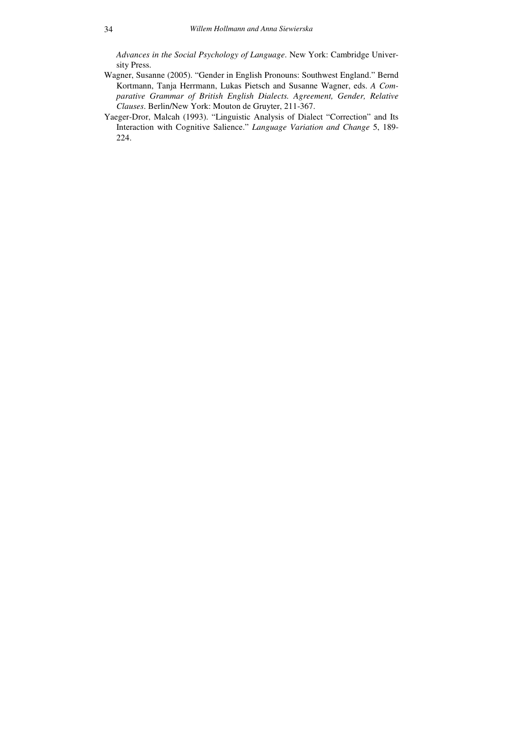*Advances in the Social Psychology of Language*. New York: Cambridge University Press.

Wagner, Susanne (2005). "Gender in English Pronouns: Southwest England." Bernd Kortmann, Tanja Herrmann, Lukas Pietsch and Susanne Wagner, eds. *A Comparative Grammar of British English Dialects. Agreement, Gender, Relative Clauses*. Berlin/New York: Mouton de Gruyter, 211-367.

Yaeger-Dror, Malcah (1993). "Linguistic Analysis of Dialect "Correction" and Its Interaction with Cognitive Salience." *Language Variation and Change* 5, 189-224.